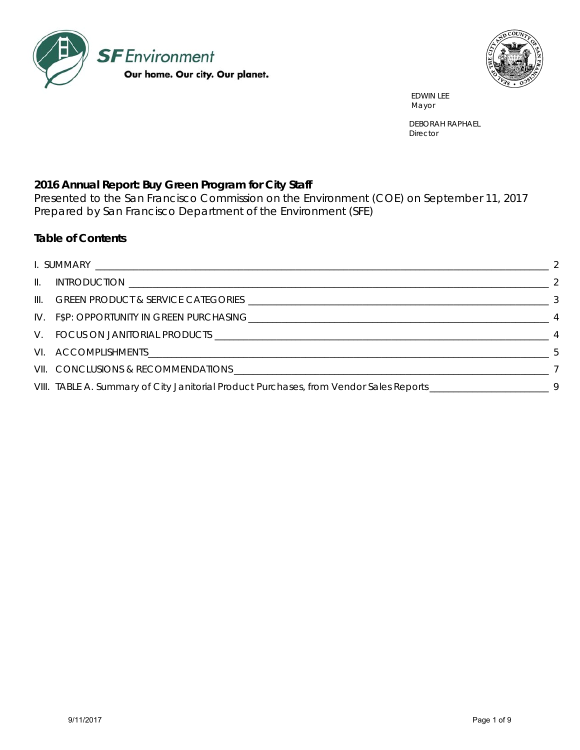SF Environment

Our home. Our city. Our planet.

EDWIN LEE
Mayor

DEBORAH RAPHAEL
Director

# 2016 Annual Report: Buy Green Program for City Staff

Presented to the San Francisco Commission on the Environment (COE) on September 11, 2017
Prepared by San Francisco Department of the Environment (SFE)

## Table of Contents

I. SUMMARY ____ 2
II. INTRODUCTION ____ 2
III. GREEN PRODUCT & SERVICE CATEGORIES ____ 3
IV. F$P: OPPORTUNITY IN GREEN PURCHASING ____ 4
V. FOCUS ON JANITORIAL PRODUCTS ____ 4
VI. ACCOMPLISHMENTS ____ 5
VII. CONCLUSIONS & RECOMMENDATIONS ____ 7
VIII. TABLE A. Summary of City Janitorial Product Purchases, from Vendor Sales Reports ____ 9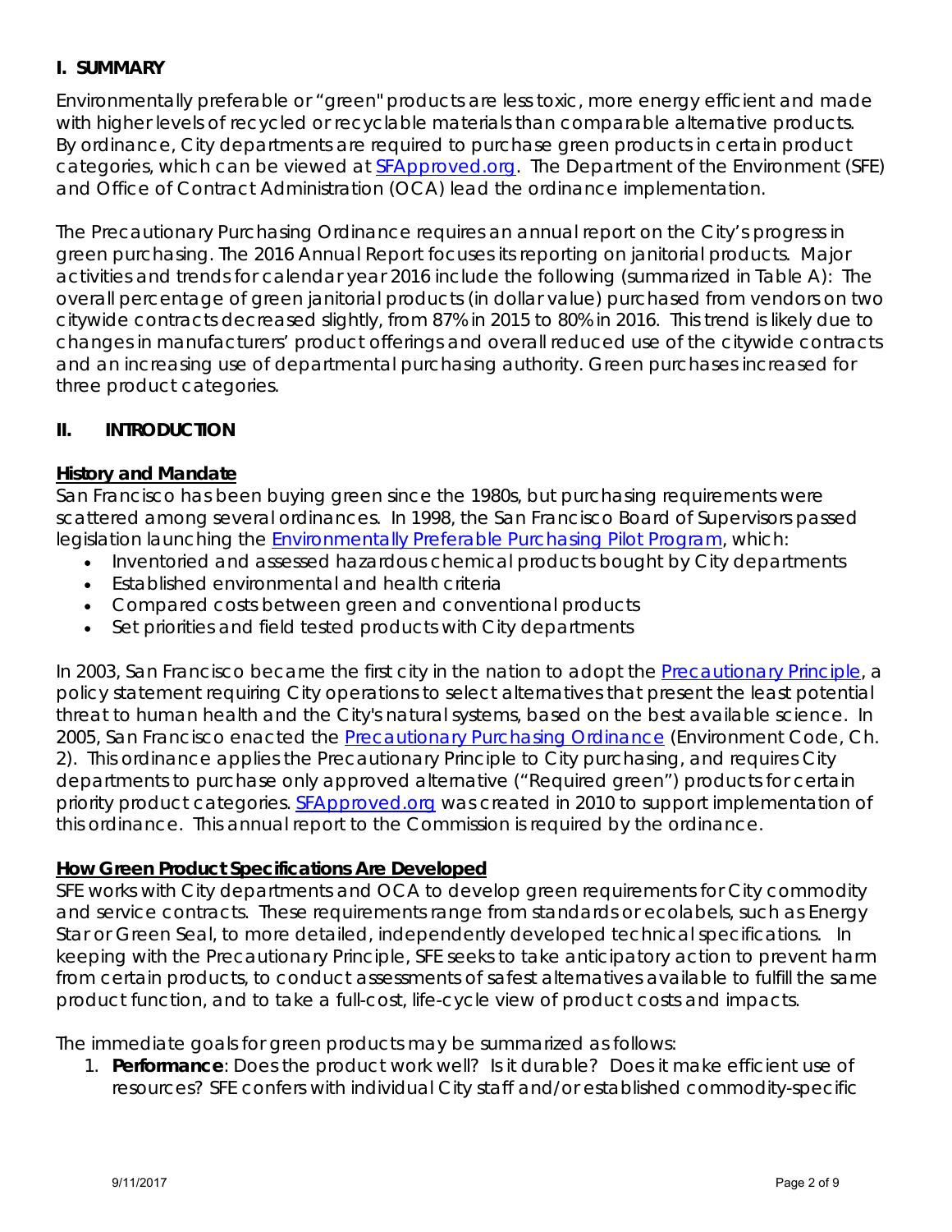## I. SUMMARY

Environmentally preferable or "green" products are less toxic, more energy efficient and made with higher levels of recycled or recyclable materials than comparable alternative products. By ordinance, City departments are required to purchase green products in certain product categories, which can be viewed at SFApproved.org. The Department of the Environment (SFE) and Office of Contract Administration (OCA) lead the ordinance implementation.

The Precautionary Purchasing Ordinance requires an annual report on the City's progress in green purchasing. The 2016 Annual Report focuses its reporting on janitorial products. Major activities and trends for calendar year 2016 include the following (summarized in Table A): The overall percentage of green janitorial products (in dollar value) purchased from vendors on two citywide contracts decreased slightly, from 87% in 2015 to 80% in 2016. This trend is likely due to changes in manufacturers' product offerings and overall reduced use of the citywide contracts and an increasing use of departmental purchasing authority. Green purchases increased for three product categories.

## II. INTRODUCTION

**History and Mandate**

San Francisco has been buying green since the 1980s, but purchasing requirements were scattered among several ordinances. In 1998, the San Francisco Board of Supervisors passed legislation launching the Environmentally Preferable Purchasing Pilot Program, which:

- Inventoried and assessed hazardous chemical products bought by City departments
- Established environmental and health criteria
- Compared costs between green and conventional products
- Set priorities and field tested products with City departments

In 2003, San Francisco became the first city in the nation to adopt the Precautionary Principle, a policy statement requiring City operations to select alternatives that present the least potential threat to human health and the City's natural systems, based on the best available science. In 2005, San Francisco enacted the Precautionary Purchasing Ordinance (Environment Code, Ch. 2). This ordinance applies the Precautionary Principle to City purchasing, and requires City departments to purchase only approved alternative ("Required green") products for certain priority product categories. SFApproved.org was created in 2010 to support implementation of this ordinance. This annual report to the Commission is required by the ordinance.

**How Green Product Specifications Are Developed**

SFE works with City departments and OCA to develop green requirements for City commodity and service contracts. These requirements range from standards or ecolabels, such as Energy Star or Green Seal, to more detailed, independently developed technical specifications. In keeping with the Precautionary Principle, SFE seeks to take anticipatory action to prevent harm from certain products, to conduct assessments of safest alternatives available to fulfill the same product function, and to take a full-cost, life-cycle view of product costs and impacts.

The immediate goals for green products may be summarized as follows:

1. **Performance**: Does the product work well? Is it durable? Does it make efficient use of resources? SFE confers with individual City staff and/or established commodity-specific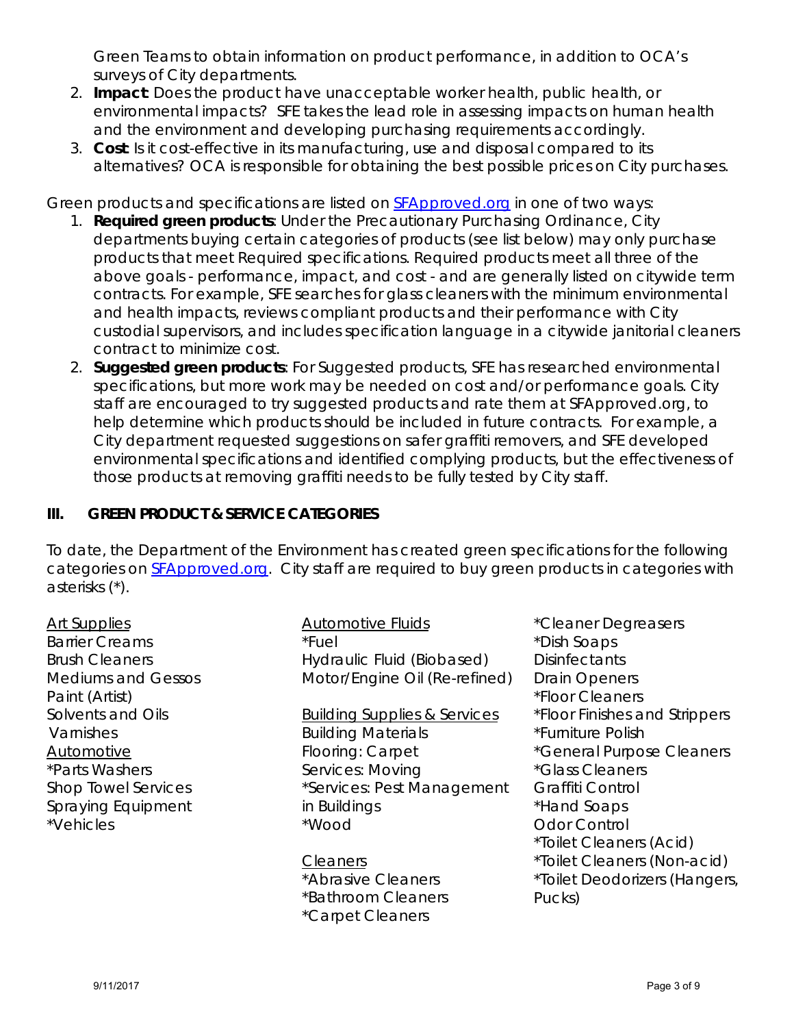Green Teams to obtain information on product performance, in addition to OCA's surveys of City departments.

2. **Impact**: Does the product have unacceptable worker health, public health, or environmental impacts? SFE takes the lead role in assessing impacts on human health and the environment and developing purchasing requirements accordingly.
3. **Cost**: Is it cost-effective in its manufacturing, use and disposal compared to its alternatives? OCA is responsible for obtaining the best possible prices on City purchases.

Green products and specifications are listed on [SFApproved.org](SFApproved.org) in one of two ways:

1. **Required green products**: Under the Precautionary Purchasing Ordinance, City departments buying certain categories of products (see list below) may only purchase products that meet Required specifications. Required products meet all three of the above goals - performance, impact, and cost - and are generally listed on citywide term contracts. For example, SFE searches for glass cleaners with the minimum environmental and health impacts, reviews compliant products and their performance with City custodial supervisors, and includes specification language in a citywide janitorial cleaners contract to minimize cost.
2. **Suggested green products**: For Suggested products, SFE has researched environmental specifications, but more work may be needed on cost and/or performance goals. City staff are encouraged to try suggested products and rate them at SFApproved.org, to help determine which products should be included in future contracts. For example, a City department requested suggestions on safer graffiti removers, and SFE developed environmental specifications and identified complying products, but the effectiveness of those products at removing graffiti needs to be fully tested by City staff.

## III. GREEN PRODUCT & SERVICE CATEGORIES

To date, the Department of the Environment has created green specifications for the following categories on [SFApproved.org](SFApproved.org). City staff are required to buy green products in categories with asterisks (*).

<u>Art Supplies</u>
Barrier Creams
Brush Cleaners
Mediums and Gessos
Paint (Artist)
Solvents and Oils
Varnishes

<u>Automotive</u>
*Parts Washers
Shop Towel Services
Spraying Equipment
*Vehicles

<u>Automotive Fluids</u>
*Fuel
Hydraulic Fluid (Biobased)
Motor/Engine Oil (Re-refined)

<u>Building Supplies & Services</u>
Building Materials
Flooring: Carpet
Services: Moving
*Services: Pest Management in Buildings
*Wood

<u>Cleaners</u>
*Abrasive Cleaners
*Bathroom Cleaners
*Carpet Cleaners
*Cleaner Degreasers
*Dish Soaps
Disinfectants
Drain Openers
*Floor Cleaners
*Floor Finishes and Strippers
*Furniture Polish
*General Purpose Cleaners
*Glass Cleaners
Graffiti Control
*Hand Soaps
Odor Control
*Toilet Cleaners (Acid)
*Toilet Cleaners (Non-acid)
*Toilet Deodorizers (Hangers, Pucks)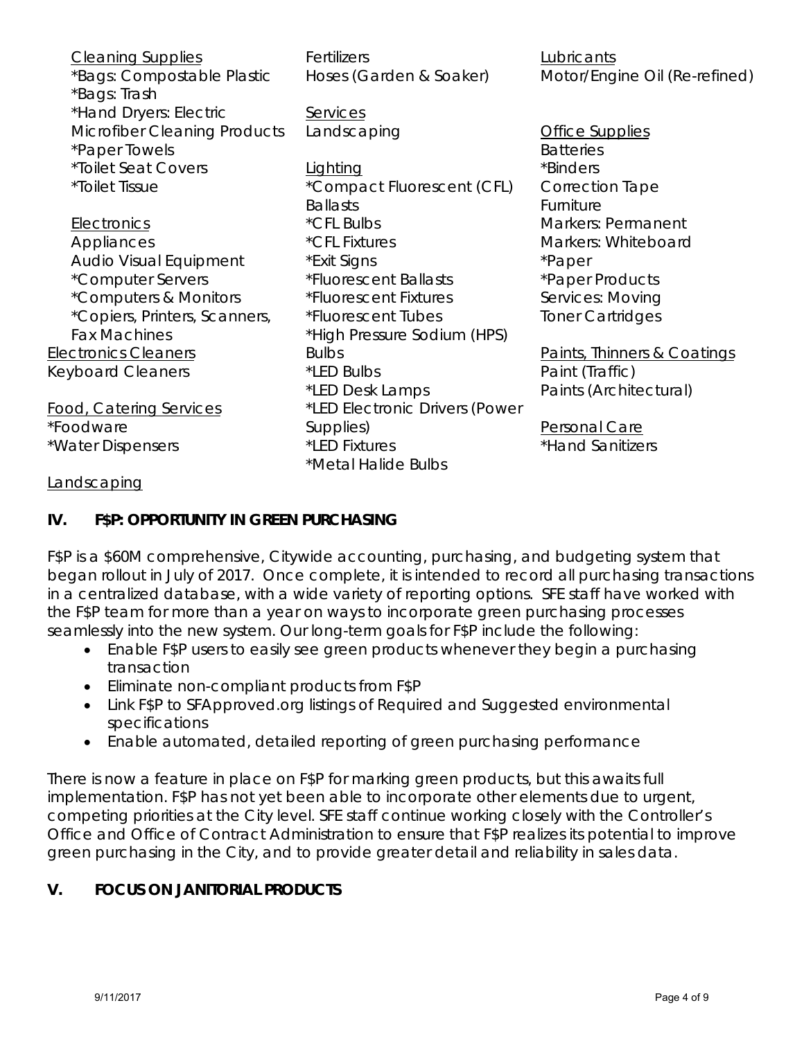Cleaning Supplies
*Bags: Compostable Plastic
*Bags: Trash
*Hand Dryers: Electric
Microfiber Cleaning Products
*Paper Towels
*Toilet Seat Covers
*Toilet Tissue

Electronics
Appliances
Audio Visual Equipment
*Computer Servers
*Computers & Monitors
*Copiers, Printers, Scanners, Fax Machines

Electronics Cleaners
Keyboard Cleaners

Food, Catering Services
*Foodware
*Water Dispensers

Landscaping
Fertilizers
Hoses (Garden & Soaker)

Services
Landscaping

Lighting
*Compact Fluorescent (CFL) Ballasts
*CFL Bulbs
*CFL Fixtures
*Exit Signs
*Fluorescent Ballasts
*Fluorescent Fixtures
*Fluorescent Tubes
*High Pressure Sodium (HPS) Bulbs
*LED Bulbs
*LED Desk Lamps
*LED Electronic Drivers (Power Supplies)
*LED Fixtures
*Metal Halide Bulbs

Lubricants
Motor/Engine Oil (Re-refined)

Office Supplies
Batteries
*Binders
Correction Tape
Furniture
Markers: Permanent
Markers: Whiteboard
*Paper
*Paper Products
Services: Moving
Toner Cartridges

Paints, Thinners & Coatings
Paint (Traffic)
Paints (Architectural)

Personal Care
*Hand Sanitizers

## IV. F$P: OPPORTUNITY IN GREEN PURCHASING

F$P is a $60M comprehensive, Citywide accounting, purchasing, and budgeting system that began rollout in July of 2017. Once complete, it is intended to record all purchasing transactions in a centralized database, with a wide variety of reporting options. SFE staff have worked with the F$P team for more than a year on ways to incorporate green purchasing processes seamlessly into the new system. Our long-term goals for F$P include the following:

- Enable F$P users to easily see green products whenever they begin a purchasing transaction
- Eliminate non-compliant products from F$P
- Link F$P to SFApproved.org listings of Required and Suggested environmental specifications
- Enable automated, detailed reporting of green purchasing performance

There is now a feature in place on F$P for marking green products, but this awaits full implementation. F$P has not yet been able to incorporate other elements due to urgent, competing priorities at the City level. SFE staff continue working closely with the Controller's Office and Office of Contract Administration to ensure that F$P realizes its potential to improve green purchasing in the City, and to provide greater detail and reliability in sales data.

## V. FOCUS ON JANITORIAL PRODUCTS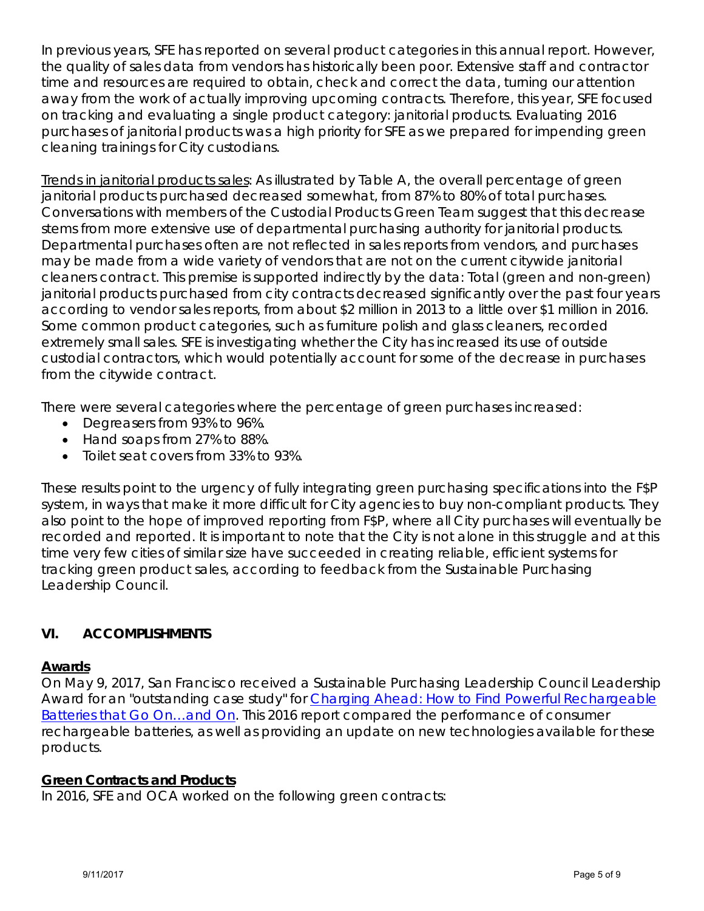In previous years, SFE has reported on several product categories in this annual report. However, the quality of sales data from vendors has historically been poor. Extensive staff and contractor time and resources are required to obtain, check and correct the data, turning our attention away from the work of actually improving upcoming contracts. Therefore, this year, SFE focused on tracking and evaluating a single product category: janitorial products. Evaluating 2016 purchases of janitorial products was a high priority for SFE as we prepared for impending green cleaning trainings for City custodians.

Trends in janitorial products sales: As illustrated by Table A, the overall percentage of green janitorial products purchased decreased somewhat, from 87% to 80% of total purchases. Conversations with members of the Custodial Products Green Team suggest that this decrease stems from more extensive use of departmental purchasing authority for janitorial products. Departmental purchases often are not reflected in sales reports from vendors, and purchases may be made from a wide variety of vendors that are not on the current citywide janitorial cleaners contract. This premise is supported indirectly by the data: Total (green and non-green) janitorial products purchased from city contracts decreased significantly over the past four years according to vendor sales reports, from about $2 million in 2013 to a little over $1 million in 2016. Some common product categories, such as furniture polish and glass cleaners, recorded extremely small sales. SFE is investigating whether the City has increased its use of outside custodial contractors, which would potentially account for some of the decrease in purchases from the citywide contract.

There were several categories where the percentage of green purchases increased:

- Degreasers from 93% to 96%.
- Hand soaps from 27% to 88%.
- Toilet seat covers from 33% to 93%.

These results point to the urgency of fully integrating green purchasing specifications into the F$P system, in ways that make it more difficult for City agencies to buy non-compliant products. They also point to the hope of improved reporting from F$P, where all City purchases will eventually be recorded and reported. It is important to note that the City is not alone in this struggle and at this time very few cities of similar size have succeeded in creating reliable, efficient systems for tracking green product sales, according to feedback from the Sustainable Purchasing Leadership Council.

## VI. ACCOMPLISHMENTS

### Awards

On May 9, 2017, San Francisco received a Sustainable Purchasing Leadership Council Leadership Award for an "outstanding case study" for Charging Ahead: How to Find Powerful Rechargeable Batteries that Go On…and On. This 2016 report compared the performance of consumer rechargeable batteries, as well as providing an update on new technologies available for these products.

### Green Contracts and Products

In 2016, SFE and OCA worked on the following green contracts: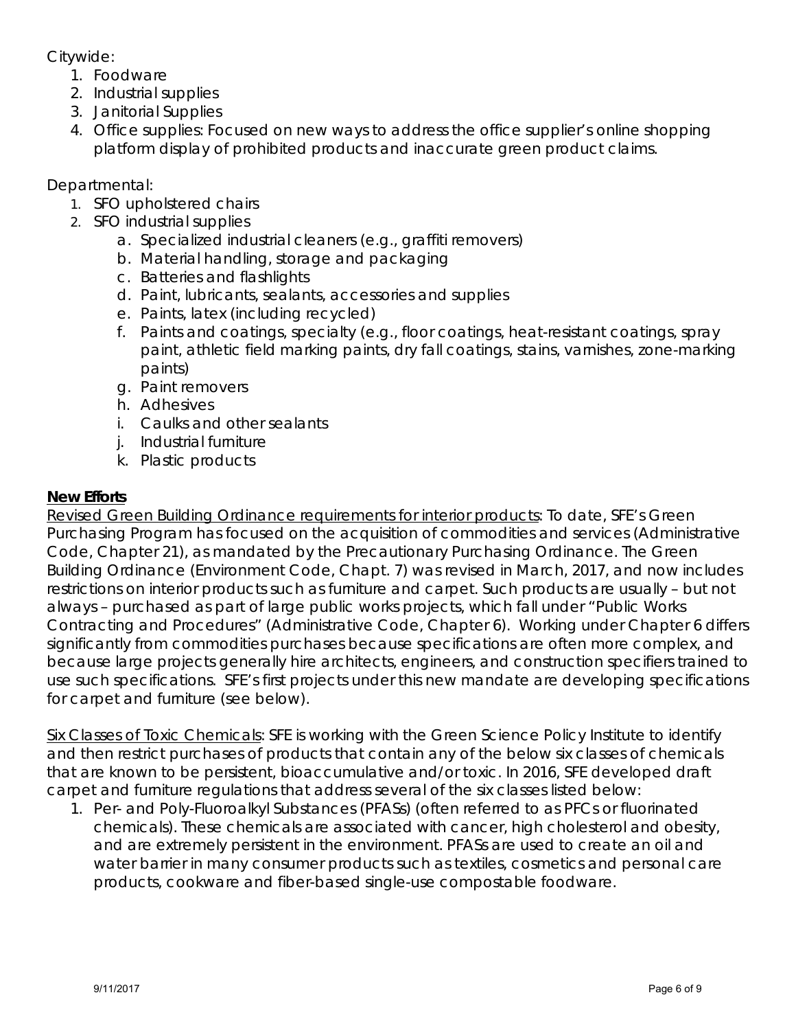Citywide:

1. Foodware
2. Industrial supplies
3. Janitorial Supplies
4. Office supplies: Focused on new ways to address the office supplier's online shopping platform display of prohibited products and inaccurate green product claims.

Departmental:

1. SFO upholstered chairs
2. SFO industrial supplies
   a. Specialized industrial cleaners (e.g., graffiti removers)
   b. Material handling, storage and packaging
   c. Batteries and flashlights
   d. Paint, lubricants, sealants, accessories and supplies
   e. Paints, latex (including recycled)
   f. Paints and coatings, specialty (e.g., floor coatings, heat-resistant coatings, spray paint, athletic field marking paints, dry fall coatings, stains, varnishes, zone-marking paints)
   g. Paint removers
   h. Adhesives
   i. Caulks and other sealants
   j. Industrial furniture
   k. Plastic products

**New Efforts**

Revised Green Building Ordinance requirements for interior products: To date, SFE's Green Purchasing Program has focused on the acquisition of commodities and services (Administrative Code, Chapter 21), as mandated by the Precautionary Purchasing Ordinance. The Green Building Ordinance (Environment Code, Chapt. 7) was revised in March, 2017, and now includes restrictions on interior products such as furniture and carpet. Such products are usually – but not always – purchased as part of large public works projects, which fall under "Public Works Contracting and Procedures" (Administrative Code, Chapter 6). Working under Chapter 6 differs significantly from commodities purchases because specifications are often more complex, and because large projects generally hire architects, engineers, and construction specifiers trained to use such specifications. SFE's first projects under this new mandate are developing specifications for carpet and furniture (see below).

Six Classes of Toxic Chemicals: SFE is working with the Green Science Policy Institute to identify and then restrict purchases of products that contain any of the below six classes of chemicals that are known to be persistent, bioaccumulative and/or toxic. In 2016, SFE developed draft carpet and furniture regulations that address several of the six classes listed below:

1. Per- and Poly-Fluoroalkyl Substances (PFASs) (often referred to as PFCs or fluorinated chemicals). These chemicals are associated with cancer, high cholesterol and obesity, and are extremely persistent in the environment. PFASs are used to create an oil and water barrier in many consumer products such as textiles, cosmetics and personal care products, cookware and fiber-based single-use compostable foodware.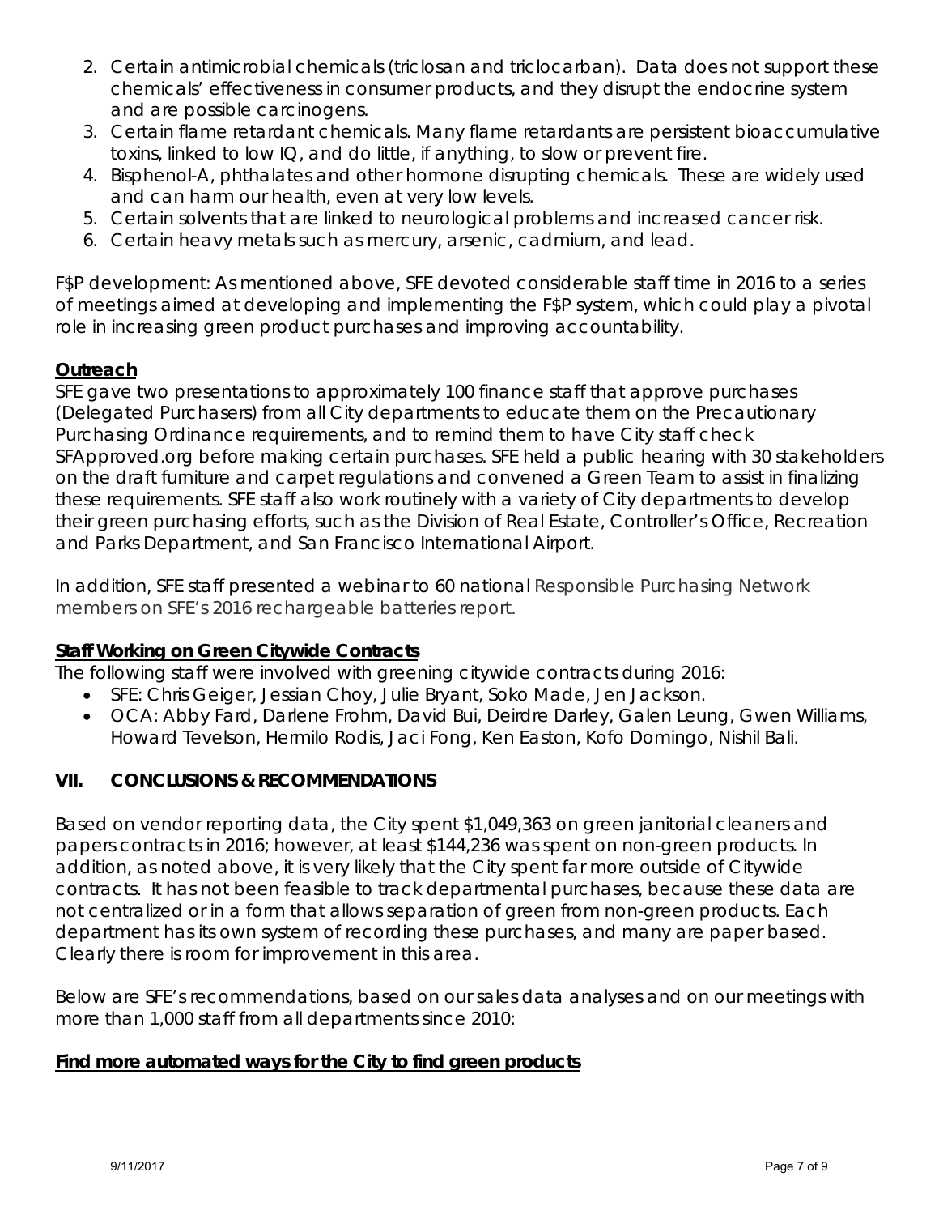2. Certain antimicrobial chemicals (triclosan and triclocarban). Data does not support these chemicals' effectiveness in consumer products, and they disrupt the endocrine system and are possible carcinogens.
3. Certain flame retardant chemicals. Many flame retardants are persistent bioaccumulative toxins, linked to low IQ, and do little, if anything, to slow or prevent fire.
4. Bisphenol-A, phthalates and other hormone disrupting chemicals. These are widely used and can harm our health, even at very low levels.
5. Certain solvents that are linked to neurological problems and increased cancer risk.
6. Certain heavy metals such as mercury, arsenic, cadmium, and lead.

F$P development: As mentioned above, SFE devoted considerable staff time in 2016 to a series of meetings aimed at developing and implementing the F$P system, which could play a pivotal role in increasing green product purchases and improving accountability.

**Outreach**

SFE gave two presentations to approximately 100 finance staff that approve purchases (Delegated Purchasers) from all City departments to educate them on the Precautionary Purchasing Ordinance requirements, and to remind them to have City staff check SFApproved.org before making certain purchases. SFE held a public hearing with 30 stakeholders on the draft furniture and carpet regulations and convened a Green Team to assist in finalizing these requirements. SFE staff also work routinely with a variety of City departments to develop their green purchasing efforts, such as the Division of Real Estate, Controller's Office, Recreation and Parks Department, and San Francisco International Airport.

In addition, SFE staff presented a webinar to 60 national Responsible Purchasing Network members on SFE's 2016 rechargeable batteries report.

**Staff Working on Green Citywide Contracts**

The following staff were involved with greening citywide contracts during 2016:

- SFE: Chris Geiger, Jessian Choy, Julie Bryant, Soko Made, Jen Jackson.
- OCA: Abby Fard, Darlene Frohm, David Bui, Deirdre Darley, Galen Leung, Gwen Williams, Howard Tevelson, Hermilo Rodis, Jaci Fong, Ken Easton, Kofo Domingo, Nishil Bali.

## VII. CONCLUSIONS & RECOMMENDATIONS

Based on vendor reporting data, the City spent $1,049,363 on green janitorial cleaners and papers contracts in 2016; however, at least $144,236 was spent on non-green products. In addition, as noted above, it is very likely that the City spent far more outside of Citywide contracts. It has not been feasible to track departmental purchases, because these data are not centralized or in a form that allows separation of green from non-green products. Each department has its own system of recording these purchases, and many are paper based. Clearly there is room for improvement in this area.

Below are SFE's recommendations, based on our sales data analyses and on our meetings with more than 1,000 staff from all departments since 2010:

**Find more automated ways for the City to find green products**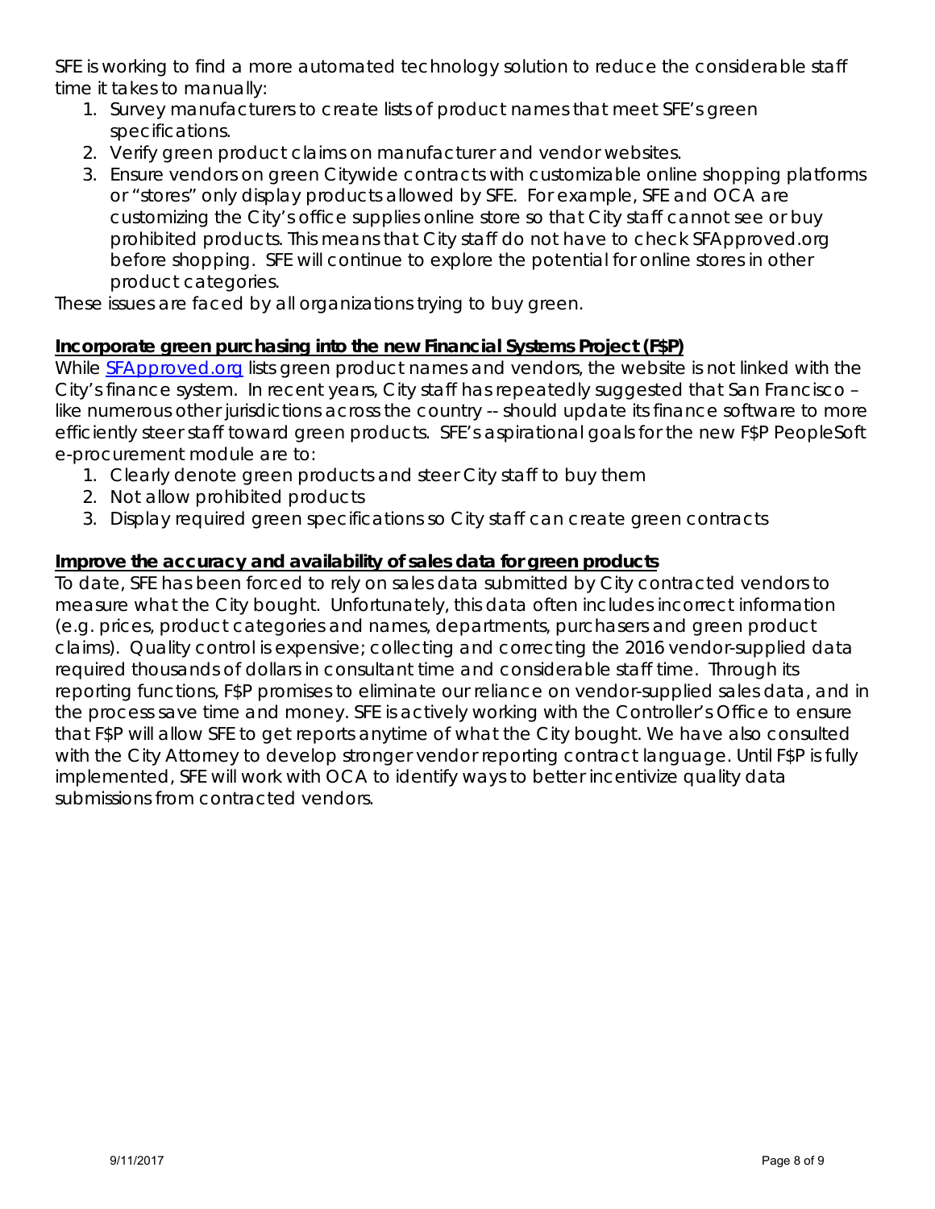SFE is working to find a more automated technology solution to reduce the considerable staff time it takes to manually:

1. Survey manufacturers to create lists of product names that meet SFE's green specifications.
2. Verify green product claims on manufacturer and vendor websites.
3. Ensure vendors on green Citywide contracts with customizable online shopping platforms or "stores" only display products allowed by SFE. For example, SFE and OCA are customizing the City's office supplies online store so that City staff cannot see or buy prohibited products. This means that City staff do not have to check SFApproved.org before shopping. SFE will continue to explore the potential for online stores in other product categories.

These issues are faced by all organizations trying to buy green.

**Incorporate green purchasing into the new Financial Systems Project (F$P)**

While [SFApproved.org](SFApproved.org) lists green product names and vendors, the website is not linked with the City's finance system. In recent years, City staff has repeatedly suggested that San Francisco – like numerous other jurisdictions across the country -- should update its finance software to more efficiently steer staff toward green products. SFE's aspirational goals for the new F$P PeopleSoft e-procurement module are to:

1. Clearly denote green products and steer City staff to buy them
2. Not allow prohibited products
3. Display required green specifications so City staff can create green contracts

**Improve the accuracy and availability of sales data for green products**

To date, SFE has been forced to rely on sales data submitted by City contracted vendors to measure what the City bought. Unfortunately, this data often includes incorrect information (e.g. prices, product categories and names, departments, purchasers and green product claims). Quality control is expensive; collecting and correcting the 2016 vendor-supplied data required thousands of dollars in consultant time and considerable staff time. Through its reporting functions, F$P promises to eliminate our reliance on vendor-supplied sales data, and in the process save time and money. SFE is actively working with the Controller's Office to ensure that F$P will allow SFE to get reports anytime of what the City bought. We have also consulted with the City Attorney to develop stronger vendor reporting contract language. Until F$P is fully implemented, SFE will work with OCA to identify ways to better incentivize quality data submissions from contracted vendors.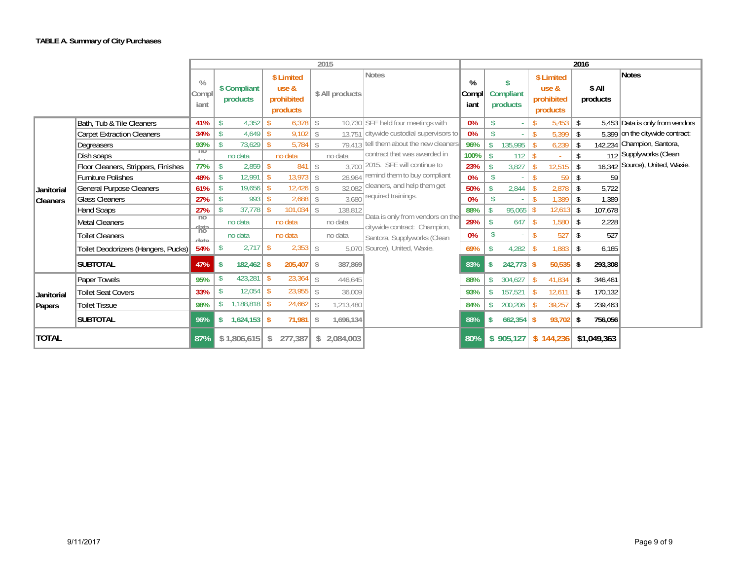**TABLE A. Summary of City Purchases**

| | | 2015 | | | | | 2016 | | | | |
|---|---|---|---|---|---|---|---|---|---|---|---|
| | | % Compliant | $ Compliant products | $ Limited use & prohibited products | $ All products | Notes | % Compliant | $ Compliant products | $ Limited use & prohibited products | $ All products | Notes |
| Janitorial Cleaners | Bath, Tub & Tile Cleaners | 41% | $ 4,352 | $ 6,378 | $ 10,730 | SFE held four meetings with citywide custodial supervisors to tell them about the new cleaners contract that was awarded in 2015. SFE will continue to remind them to buy compliant cleaners, and help them get required trainings. Data is only from vendors on the citywide contract: Champion, Santora, Supplyworks (Clean Source), United, Waxie. | 0% | $ - | $ 5,453 | $ 5,453 | Data is only from vendors on the citywide contract: Champion, Santora, Supplyworks (Clean Source), United, Waxie. |
| | Carpet Extraction Cleaners | 34% | $ 4,649 | $ 9,102 | $ 13,751 | | 0% | $ - | $ 5,399 | $ 5,399 | |
| | Degreasers | 93% | $ 73,629 | $ 5,784 | $ 79,413 | | 96% | $ 135,995 | $ 6,239 | $ 142,234 | |
| | Dish soaps | no data | no data | no data | no data | | 100% | $ 112 | $ - | $ 112 | |
| | Floor Cleaners, Strippers, Finishes | 77% | $ 2,859 | $ 841 | $ 3,700 | | 23% | $ 3,827 | $ 12,515 | $ 16,342 | |
| | Furniture Polishes | 48% | $ 12,991 | $ 13,973 | $ 26,964 | | 0% | $ - | $ 59 | $ 59 | |
| | General Purpose Cleaners | 61% | $ 19,656 | $ 12,426 | $ 32,082 | | 50% | $ 2,844 | $ 2,878 | $ 5,722 | |
| | Glass Cleaners | 27% | $ 993 | $ 2,688 | $ 3,680 | | 0% | $ - | $ 1,389 | $ 1,389 | |
| | Hand Soaps | 27% | $ 37,778 | $ 101,034 | $ 138,812 | | 88% | $ 95,065 | $ 12,613 | $ 107,678 | |
| | Metal Cleaners | no data | no data | no data | no data | | 29% | $ 647 | $ 1,580 | $ 2,228 | |
| | Toilet Cleaners | no data | no data | no data | no data | | 0% | $ - | $ 527 | $ 527 | |
| | Toilet Deodorizers (Hangers, Pucks) | 54% | $ 2,717 | $ 2,353 | $ 5,070 | | 69% | $ 4,282 | $ 1,883 | $ 6,165 | |
| | **SUBTOTAL** | **47%** | **$ 182,462** | **$ 205,407** | **$ 387,869** | | **83%** | **$ 242,773** | **$ 50,535** | **$ 293,308** | |
| Janitorial Papers | Paper Towels | 95% | $ 423,281 | $ 23,364 | $ 446,645 | | 88% | $ 304,627 | $ 41,834 | $ 346,461 | |
| | Toilet Seat Covers | 33% | $ 12,054 | $ 23,955 | $ 36,009 | | 93% | $ 157,521 | $ 12,611 | $ 170,132 | |
| | Toilet Tissue | 98% | $ 1,188,818 | $ 24,662 | $ 1,213,480 | | 84% | $ 200,206 | $ 39,257 | $ 239,463 | |
| | **SUBTOTAL** | **96%** | **$ 1,624,153** | **$ 71,981** | **$ 1,696,134** | | **88%** | **$ 662,354** | **$ 93,702** | **$ 756,056** | |
| **TOTAL** | | **87%** | **$ 1,806,615** | **$ 277,387** | **$ 2,084,003** | | **80%** | **$ 905,127** | **$ 144,236** | **$1,049,363** | |

9/11/2017